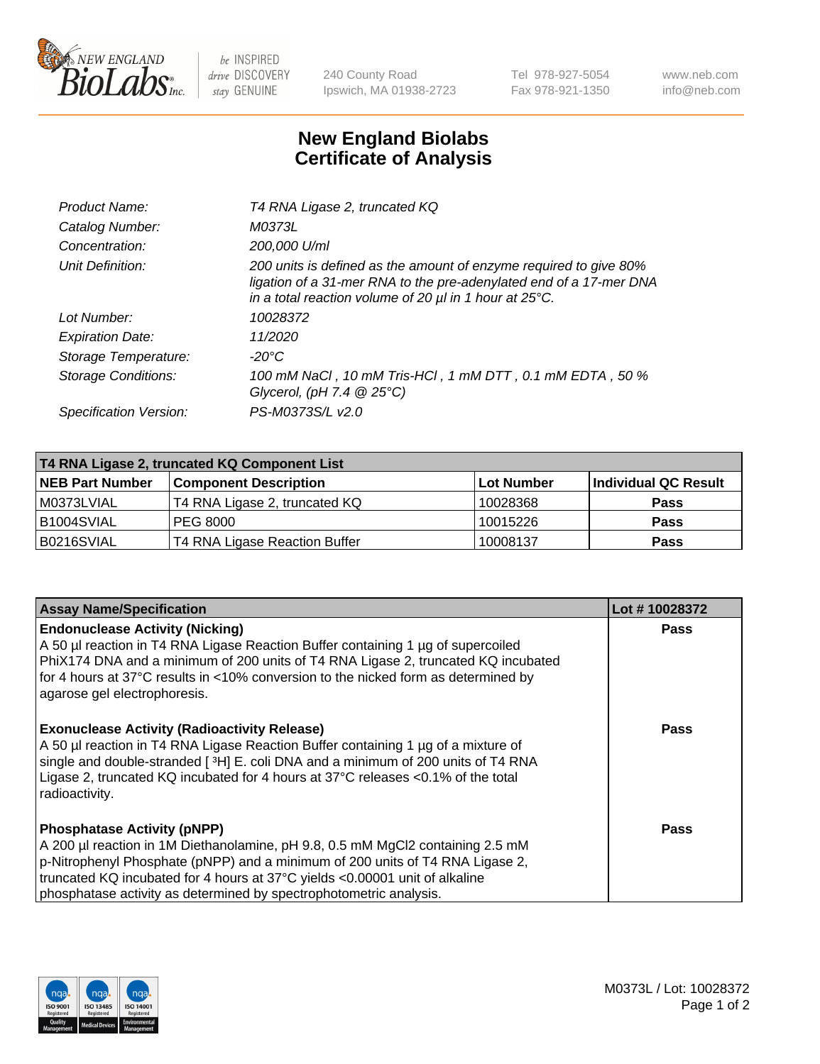New England BioLabs Inc. — be INSPIRED drive DISCOVERY stay GENUINE

240 County Road
Ipswich, MA 01938-2723

Tel 978-927-5054
Fax 978-921-1350

www.neb.com
info@neb.com

# New England Biolabs Certificate of Analysis

| | |
|---|---|
| *Product Name:* | *T4 RNA Ligase 2, truncated KQ* |
| *Catalog Number:* | *M0373L* |
| *Concentration:* | *200,000 U/ml* |
| *Unit Definition:* | *200 units is defined as the amount of enzyme required to give 80% ligation of a 31-mer RNA to the pre-adenylated end of a 17-mer DNA in a total reaction volume of 20 µl in 1 hour at 25°C.* |
| *Lot Number:* | *10028372* |
| *Expiration Date:* | *11/2020* |
| *Storage Temperature:* | *-20°C* |
| *Storage Conditions:* | *100 mM NaCl , 10 mM Tris-HCl , 1 mM DTT , 0.1 mM EDTA , 50 % Glycerol, (pH 7.4 @ 25°C)* |
| *Specification Version:* | *PS-M0373S/L v2.0* |

| T4 RNA Ligase 2, truncated KQ Component List | | | |
|---|---|---|---|
| **NEB Part Number** | **Component Description** | **Lot Number** | **Individual QC Result** |
| M0373LVIAL | T4 RNA Ligase 2, truncated KQ | 10028368 | **Pass** |
| B1004SVIAL | PEG 8000 | 10015226 | **Pass** |
| B0216SVIAL | T4 RNA Ligase Reaction Buffer | 10008137 | **Pass** |

| Assay Name/Specification | Lot # 10028372 |
|---|---|
| **Endonuclease Activity (Nicking)** A 50 µl reaction in T4 RNA Ligase Reaction Buffer containing 1 µg of supercoiled PhiX174 DNA and a minimum of 200 units of T4 RNA Ligase 2, truncated KQ incubated for 4 hours at 37°C results in <10% conversion to the nicked form as determined by agarose gel electrophoresis. | **Pass** |
| **Exonuclease Activity (Radioactivity Release)** A 50 µl reaction in T4 RNA Ligase Reaction Buffer containing 1 µg of a mixture of single and double-stranded [ $^{3}$H] E. coli DNA and a minimum of 200 units of T4 RNA Ligase 2, truncated KQ incubated for 4 hours at 37°C releases <0.1% of the total radioactivity. | **Pass** |
| **Phosphatase Activity (pNPP)** A 200 µl reaction in 1M Diethanolamine, pH 9.8, 0.5 mM $MgCl_2$ containing 2.5 mM p-Nitrophenyl Phosphate (pNPP) and a minimum of 200 units of T4 RNA Ligase 2, truncated KQ incubated for 4 hours at 37°C yields <0.00001 unit of alkaline phosphatase activity as determined by spectrophotometric analysis. | **Pass** |

M0373L / Lot: 10028372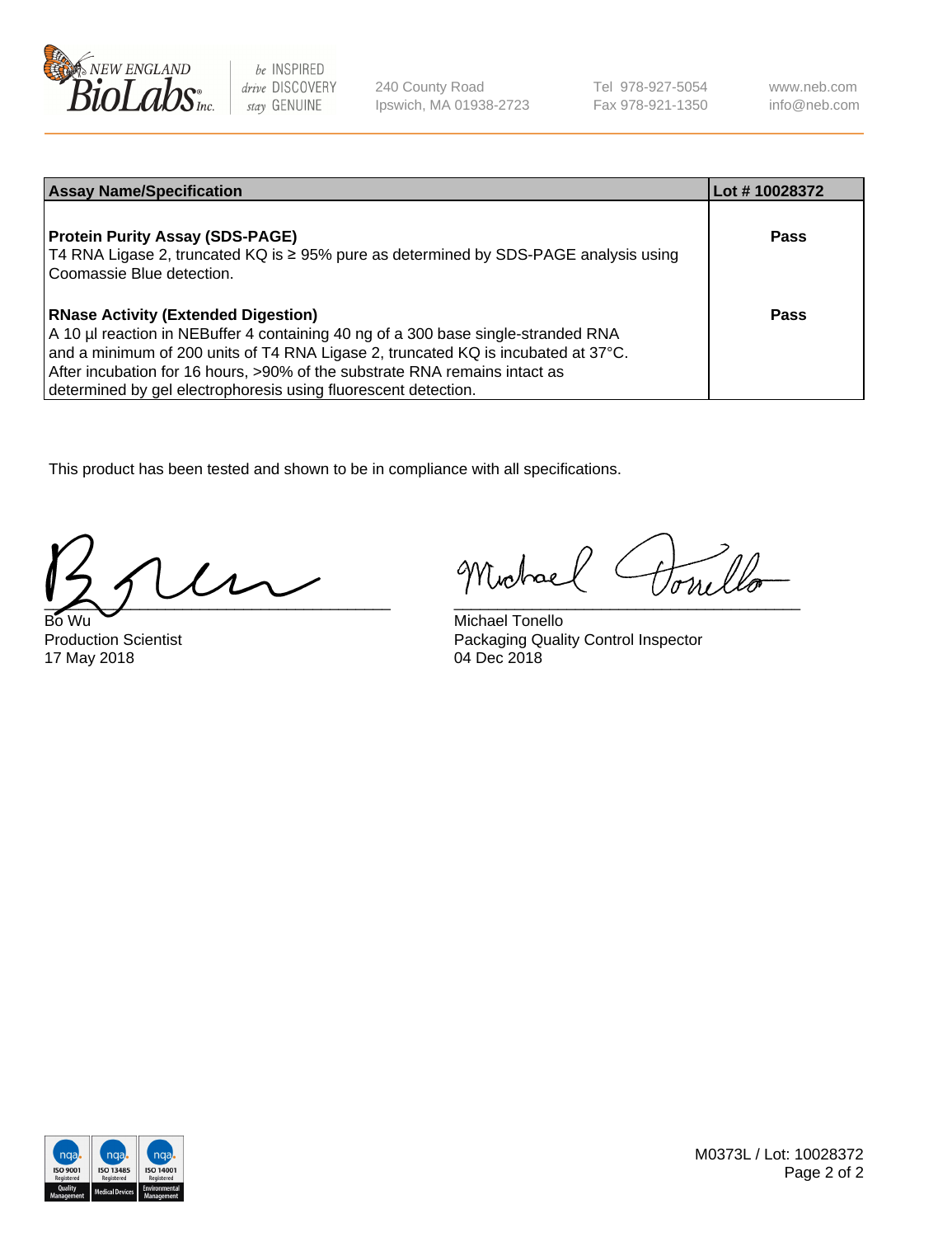be INSPIRED
drive DISCOVERY
stay GENUINE

240 County Road
Ipswich, MA 01938-2723

Tel 978-927-5054
Fax 978-921-1350

www.neb.com
info@neb.com

| Assay Name/Specification | Lot # 10028372 |
|---|---|
| **Protein Purity Assay (SDS-PAGE)**<br>T4 RNA Ligase 2, truncated KQ is ≥ 95% pure as determined by SDS-PAGE analysis using Coomassie Blue detection. | **Pass** |
| **RNase Activity (Extended Digestion)**<br>A 10 µl reaction in NEBuffer 4 containing 40 ng of a 300 base single-stranded RNA and a minimum of 200 units of T4 RNA Ligase 2, truncated KQ is incubated at 37°C. After incubation for 16 hours, >90% of the substrate RNA remains intact as determined by gel electrophoresis using fluorescent detection. | **Pass** |

This product has been tested and shown to be in compliance with all specifications.

Bo Wu
Production Scientist
17 May 2018

Michael Tonello
Packaging Quality Control Inspector
04 Dec 2018

M0373L / Lot: 10028372